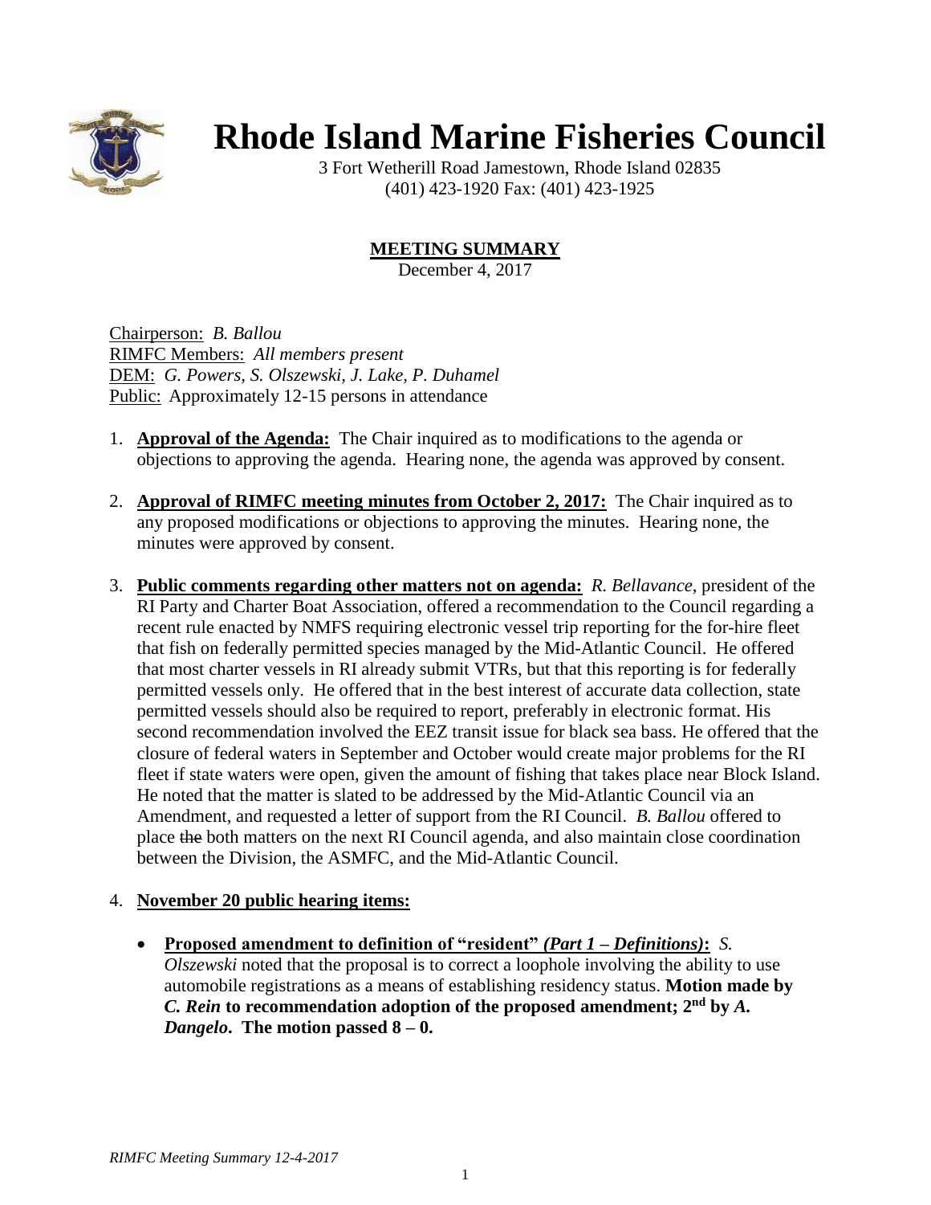# Rhode Island Marine Fisheries Council

3 Fort Wetherill Road Jamestown, Rhode Island 02835
(401) 423-1920 Fax: (401) 423-1925

## MEETING SUMMARY

December 4, 2017

Chairperson: *B. Ballou*
RIMFC Members: *All members present*
DEM: *G. Powers, S. Olszewski, J. Lake, P. Duhamel*
Public: Approximately 12-15 persons in attendance

1. **Approval of the Agenda:** The Chair inquired as to modifications to the agenda or objections to approving the agenda. Hearing none, the agenda was approved by consent.

2. **Approval of RIMFC meeting minutes from October 2, 2017:** The Chair inquired as to any proposed modifications or objections to approving the minutes. Hearing none, the minutes were approved by consent.

3. **Public comments regarding other matters not on agenda:** *R. Bellavance*, president of the RI Party and Charter Boat Association, offered a recommendation to the Council regarding a recent rule enacted by NMFS requiring electronic vessel trip reporting for the for-hire fleet that fish on federally permitted species managed by the Mid-Atlantic Council. He offered that most charter vessels in RI already submit VTRs, but that this reporting is for federally permitted vessels only. He offered that in the best interest of accurate data collection, state permitted vessels should also be required to report, preferably in electronic format. His second recommendation involved the EEZ transit issue for black sea bass. He offered that the closure of federal waters in September and October would create major problems for the RI fleet if state waters were open, given the amount of fishing that takes place near Block Island. He noted that the matter is slated to be addressed by the Mid-Atlantic Council via an Amendment, and requested a letter of support from the RI Council. *B. Ballou* offered to place ~~the~~ both matters on the next RI Council agenda, and also maintain close coordination between the Division, the ASMFC, and the Mid-Atlantic Council.

4. **November 20 public hearing items:**

   - **Proposed amendment to definition of "resident" *(Part 1 – Definitions)*:** *S. Olszewski* noted that the proposal is to correct a loophole involving the ability to use automobile registrations as a means of establishing residency status. **Motion made by *C. Rein* to recommendation adoption of the proposed amendment; 2nd by *A. Dangelo*. The motion passed 8 – 0.**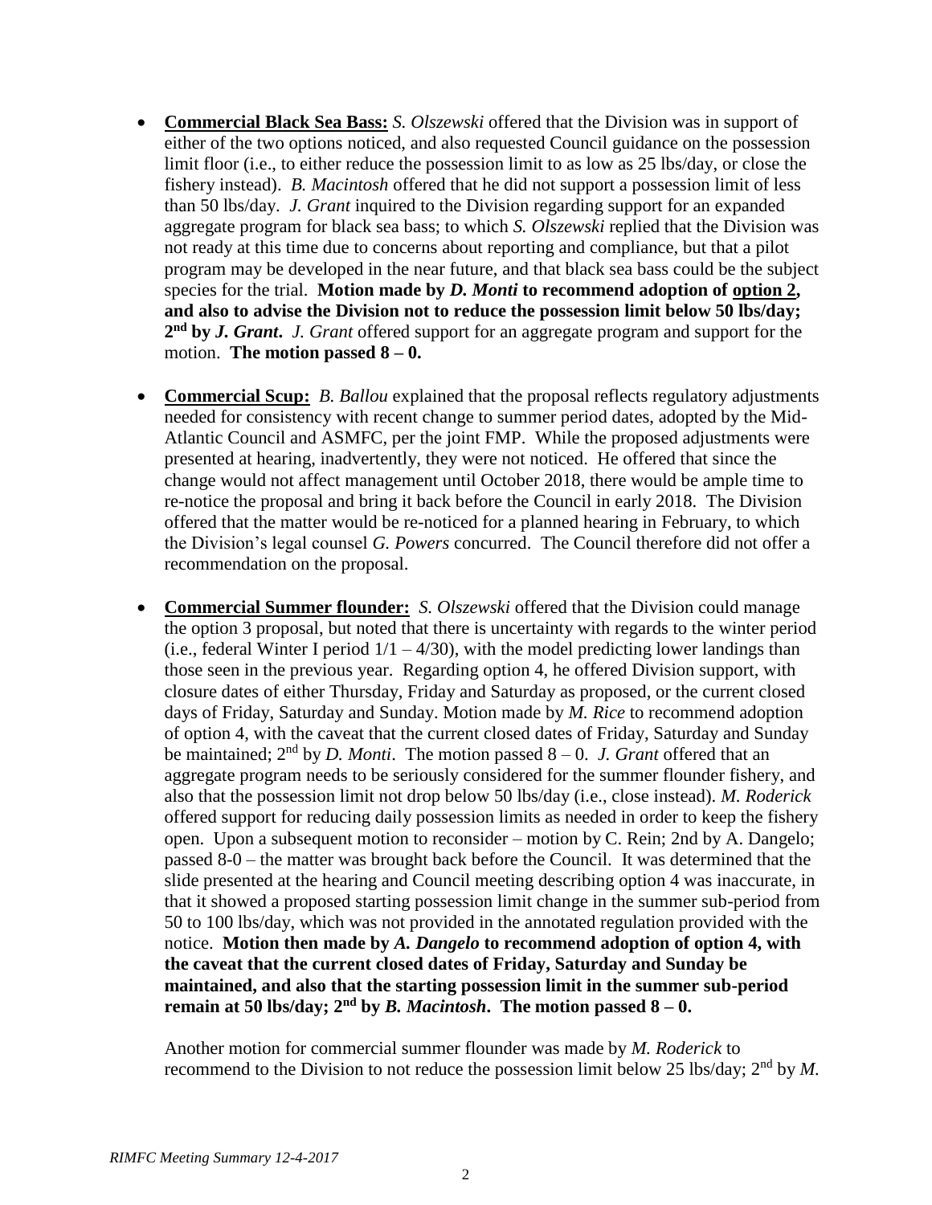- **Commercial Black Sea Bass:** *S. Olszewski* offered that the Division was in support of either of the two options noticed, and also requested Council guidance on the possession limit floor (i.e., to either reduce the possession limit to as low as 25 lbs/day, or close the fishery instead). *B. Macintosh* offered that he did not support a possession limit of less than 50 lbs/day. *J. Grant* inquired to the Division regarding support for an expanded aggregate program for black sea bass; to which *S. Olszewski* replied that the Division was not ready at this time due to concerns about reporting and compliance, but that a pilot program may be developed in the near future, and that black sea bass could be the subject species for the trial. **Motion made by *D. Monti* to recommend adoption of <u>option 2</u>, and also to advise the Division not to reduce the possession limit below 50 lbs/day; 2nd by *J. Grant*.** *J. Grant* offered support for an aggregate program and support for the motion. **The motion passed 8 – 0.**

- **Commercial Scup:** *B. Ballou* explained that the proposal reflects regulatory adjustments needed for consistency with recent change to summer period dates, adopted by the Mid-Atlantic Council and ASMFC, per the joint FMP. While the proposed adjustments were presented at hearing, inadvertently, they were not noticed. He offered that since the change would not affect management until October 2018, there would be ample time to re-notice the proposal and bring it back before the Council in early 2018. The Division offered that the matter would be re-noticed for a planned hearing in February, to which the Division's legal counsel *G. Powers* concurred. The Council therefore did not offer a recommendation on the proposal.

- **Commercial Summer flounder:** *S. Olszewski* offered that the Division could manage the option 3 proposal, but noted that there is uncertainty with regards to the winter period (i.e., federal Winter I period 1/1 – 4/30), with the model predicting lower landings than those seen in the previous year. Regarding option 4, he offered Division support, with closure dates of either Thursday, Friday and Saturday as proposed, or the current closed days of Friday, Saturday and Sunday. Motion made by *M. Rice* to recommend adoption of option 4, with the caveat that the current closed dates of Friday, Saturday and Sunday be maintained; 2nd by *D. Monti*. The motion passed 8 – 0. *J. Grant* offered that an aggregate program needs to be seriously considered for the summer flounder fishery, and also that the possession limit not drop below 50 lbs/day (i.e., close instead). *M. Roderick* offered support for reducing daily possession limits as needed in order to keep the fishery open. Upon a subsequent motion to reconsider – motion by C. Rein; 2nd by A. Dangelo; passed 8-0 – the matter was brought back before the Council. It was determined that the slide presented at the hearing and Council meeting describing option 4 was inaccurate, in that it showed a proposed starting possession limit change in the summer sub-period from 50 to 100 lbs/day, which was not provided in the annotated regulation provided with the notice. **Motion then made by *A. Dangelo* to recommend adoption of option 4, with the caveat that the current closed dates of Friday, Saturday and Sunday be maintained, and also that the starting possession limit in the summer sub-period remain at 50 lbs/day; 2nd by *B. Macintosh*. The motion passed 8 – 0.**

  Another motion for commercial summer flounder was made by *M. Roderick* to recommend to the Division to not reduce the possession limit below 25 lbs/day; 2nd by *M.*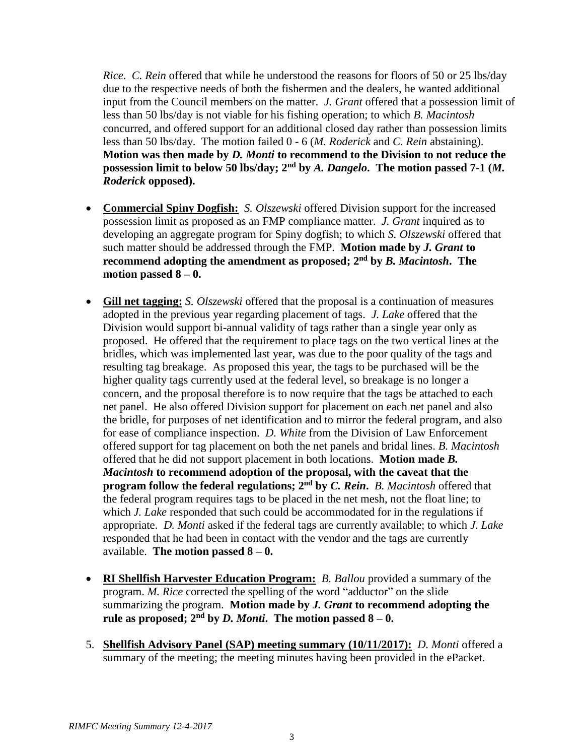*Rice*. *C. Rein* offered that while he understood the reasons for floors of 50 or 25 lbs/day due to the respective needs of both the fishermen and the dealers, he wanted additional input from the Council members on the matter. *J. Grant* offered that a possession limit of less than 50 lbs/day is not viable for his fishing operation; to which *B. Macintosh* concurred, and offered support for an additional closed day rather than possession limits less than 50 lbs/day. The motion failed 0 - 6 (*M. Roderick* and *C. Rein* abstaining). **Motion was then made by *D. Monti* to recommend to the Division to not reduce the possession limit to below 50 lbs/day; 2nd by *A. Dangelo*. The motion passed 7-1 (*M. Roderick* opposed).**

- **Commercial Spiny Dogfish:** *S. Olszewski* offered Division support for the increased possession limit as proposed as an FMP compliance matter. *J. Grant* inquired as to developing an aggregate program for Spiny dogfish; to which *S. Olszewski* offered that such matter should be addressed through the FMP. **Motion made by *J. Grant* to recommend adopting the amendment as proposed; 2nd by *B. Macintosh*. The motion passed 8 – 0.**

- **Gill net tagging:** *S. Olszewski* offered that the proposal is a continuation of measures adopted in the previous year regarding placement of tags. *J. Lake* offered that the Division would support bi-annual validity of tags rather than a single year only as proposed. He offered that the requirement to place tags on the two vertical lines at the bridles, which was implemented last year, was due to the poor quality of the tags and resulting tag breakage. As proposed this year, the tags to be purchased will be the higher quality tags currently used at the federal level, so breakage is no longer a concern, and the proposal therefore is to now require that the tags be attached to each net panel. He also offered Division support for placement on each net panel and also the bridle, for purposes of net identification and to mirror the federal program, and also for ease of compliance inspection. *D. White* from the Division of Law Enforcement offered support for tag placement on both the net panels and bridal lines. *B. Macintosh* offered that he did not support placement in both locations. **Motion made *B. Macintosh* to recommend adoption of the proposal, with the caveat that the program follow the federal regulations; 2nd by *C. Rein*.** *B. Macintosh* offered that the federal program requires tags to be placed in the net mesh, not the float line; to which *J. Lake* responded that such could be accommodated for in the regulations if appropriate. *D. Monti* asked if the federal tags are currently available; to which *J. Lake* responded that he had been in contact with the vendor and the tags are currently available. **The motion passed 8 – 0.**

- **RI Shellfish Harvester Education Program:** *B. Ballou* provided a summary of the program. *M. Rice* corrected the spelling of the word "adductor" on the slide summarizing the program. **Motion made by *J. Grant* to recommend adopting the rule as proposed; 2nd by *D. Monti*. The motion passed 8 – 0.**

5. **Shellfish Advisory Panel (SAP) meeting summary (10/11/2017):** *D. Monti* offered a summary of the meeting; the meeting minutes having been provided in the ePacket.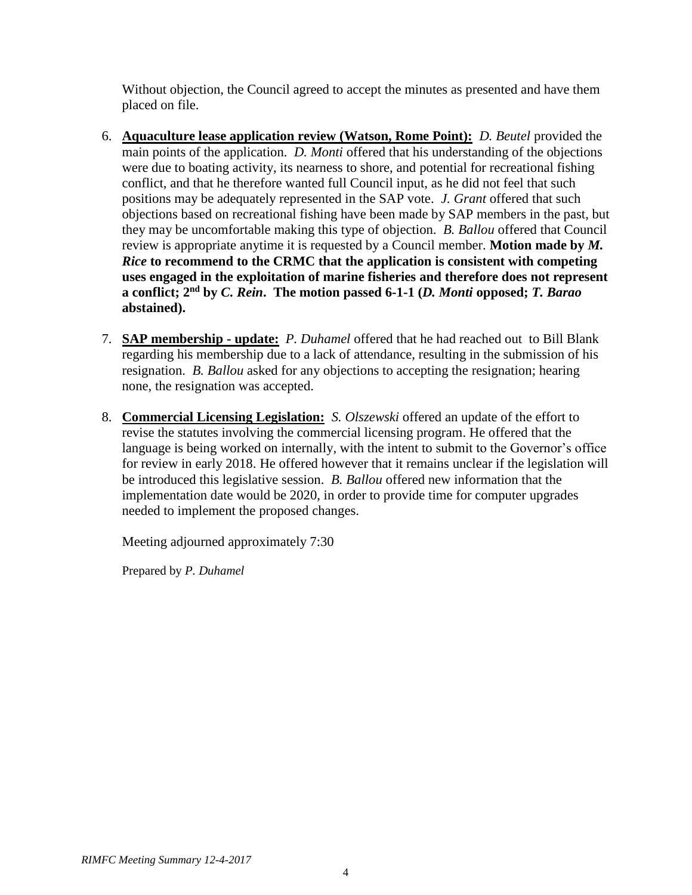Without objection, the Council agreed to accept the minutes as presented and have them placed on file.

6. **Aquaculture lease application review (Watson, Rome Point):** *D. Beutel* provided the main points of the application. *D. Monti* offered that his understanding of the objections were due to boating activity, its nearness to shore, and potential for recreational fishing conflict, and that he therefore wanted full Council input, as he did not feel that such positions may be adequately represented in the SAP vote. *J. Grant* offered that such objections based on recreational fishing have been made by SAP members in the past, but they may be uncomfortable making this type of objection. *B. Ballou* offered that Council review is appropriate anytime it is requested by a Council member. **Motion made by *M. Rice* to recommend to the CRMC that the application is consistent with competing uses engaged in the exploitation of marine fisheries and therefore does not represent a conflict; 2nd by *C. Rein*. The motion passed 6-1-1 (*D. Monti* opposed; *T. Barao* abstained).**

7. **SAP membership - update:** *P. Duhamel* offered that he had reached out to Bill Blank regarding his membership due to a lack of attendance, resulting in the submission of his resignation. *B. Ballou* asked for any objections to accepting the resignation; hearing none, the resignation was accepted.

8. **Commercial Licensing Legislation:** *S. Olszewski* offered an update of the effort to revise the statutes involving the commercial licensing program. He offered that the language is being worked on internally, with the intent to submit to the Governor's office for review in early 2018. He offered however that it remains unclear if the legislation will be introduced this legislative session. *B. Ballou* offered new information that the implementation date would be 2020, in order to provide time for computer upgrades needed to implement the proposed changes.

Meeting adjourned approximately 7:30

Prepared by *P. Duhamel*